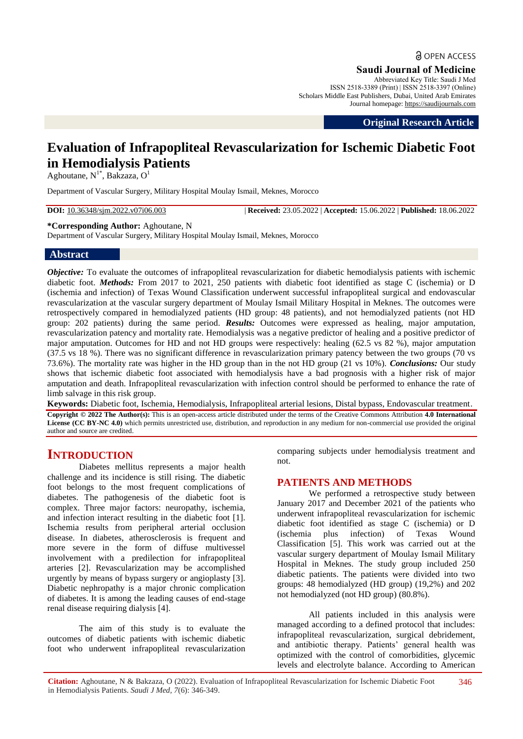Original Research Article

# Evaluation of Infrapopliteal Revascularization for Ischemic Diabetic Foot in Hemodialysis Patients

Aghoutane, N[1*], Bakzaza, O[1]

Department of Vascular Surgery, Military Hospital Moulay Ismail, Meknes, Morocco

**DOI:** 10.36348/sjm.2022.v07i06.003 | **Received:** 23.05.2022 | **Accepted:** 15.06.2022 | **Published:** 18.06.2022

**\*Corresponding Author:** Aghoutane, N
Department of Vascular Surgery, Military Hospital Moulay Ismail, Meknes, Morocco

## Abstract

***Objective:*** To evaluate the outcomes of infrapopliteal revascularization for diabetic hemodialysis patients with ischemic diabetic foot. ***Methods:*** From 2017 to 2021, 250 patients with diabetic foot identified as stage C (ischemia) or D (ischemia and infection) of Texas Wound Classification underwent successful infrapopliteal surgical and endovascular revascularization at the vascular surgery department of Moulay Ismail Military Hospital in Meknes. The outcomes were retrospectively compared in hemodialyzed patients (HD group: 48 patients), and not hemodialyzed patients (not HD group: 202 patients) during the same period. ***Results:*** Outcomes were expressed as healing, major amputation, revascularization patency and mortality rate. Hemodialysis was a negative predictor of healing and a positive predictor of major amputation. Outcomes for HD and not HD groups were respectively: healing (62.5 vs 82 %), major amputation (37.5 vs 18 %). There was no significant difference in revascularization primary patency between the two groups (70 vs 73.6%). The mortality rate was higher in the HD group than in the not HD group (21 vs 10%). ***Conclusions:*** Our study shows that ischemic diabetic foot associated with hemodialysis have a bad prognosis with a higher risk of major amputation and death. Infrapopliteal revascularization with infection control should be performed to enhance the rate of limb salvage in this risk group.

**Keywords:** Diabetic foot, Ischemia, Hemodialysis, Infrapopliteal arterial lesions, Distal bypass, Endovascular treatment.

**Copyright © 2022 The Author(s):** This is an open-access article distributed under the terms of the Creative Commons Attribution **4.0 International License (CC BY-NC 4.0)** which permits unrestricted use, distribution, and reproduction in any medium for non-commercial use provided the original author and source are credited.

## INTRODUCTION

Diabetes mellitus represents a major health challenge and its incidence is still rising. The diabetic foot belongs to the most frequent complications of diabetes. The pathogenesis of the diabetic foot is complex. Three major factors: neuropathy, ischemia, and infection interact resulting in the diabetic foot [1]. Ischemia results from peripheral arterial occlusion disease. In diabetes, atherosclerosis is frequent and more severe in the form of diffuse multivessel involvement with a predilection for infrapopliteal arteries [2]. Revascularization may be accomplished urgently by means of bypass surgery or angioplasty [3]. Diabetic nephropathy is a major chronic complication of diabetes. It is among the leading causes of end-stage renal disease requiring dialysis [4].

The aim of this study is to evaluate the outcomes of diabetic patients with ischemic diabetic foot who underwent infrapopliteal revascularization comparing subjects under hemodialysis treatment and not.

## PATIENTS AND METHODS

We performed a retrospective study between January 2017 and December 2021 of the patients who underwent infrapopliteal revascularization for ischemic diabetic foot identified as stage C (ischemia) or D (ischemia plus infection) of Texas Wound Classification [5]. This work was carried out at the vascular surgery department of Moulay Ismail Military Hospital in Meknes. The study group included 250 diabetic patients. The patients were divided into two groups: 48 hemodialyzed (HD group) (19,2%) and 202 not hemodialyzed (not HD group) (80.8%).

All patients included in this analysis were managed according to a defined protocol that includes: infrapopliteal revascularization, surgical debridement, and antibiotic therapy. Patients' general health was optimized with the control of comorbidities, glycemic levels and electrolyte balance. According to American

**Citation:** Aghoutane, N & Bakzaza, O (2022). Evaluation of Infrapopliteal Revascularization for Ischemic Diabetic Foot in Hemodialysis Patients. *Saudi J Med, 7*(6): 346-349.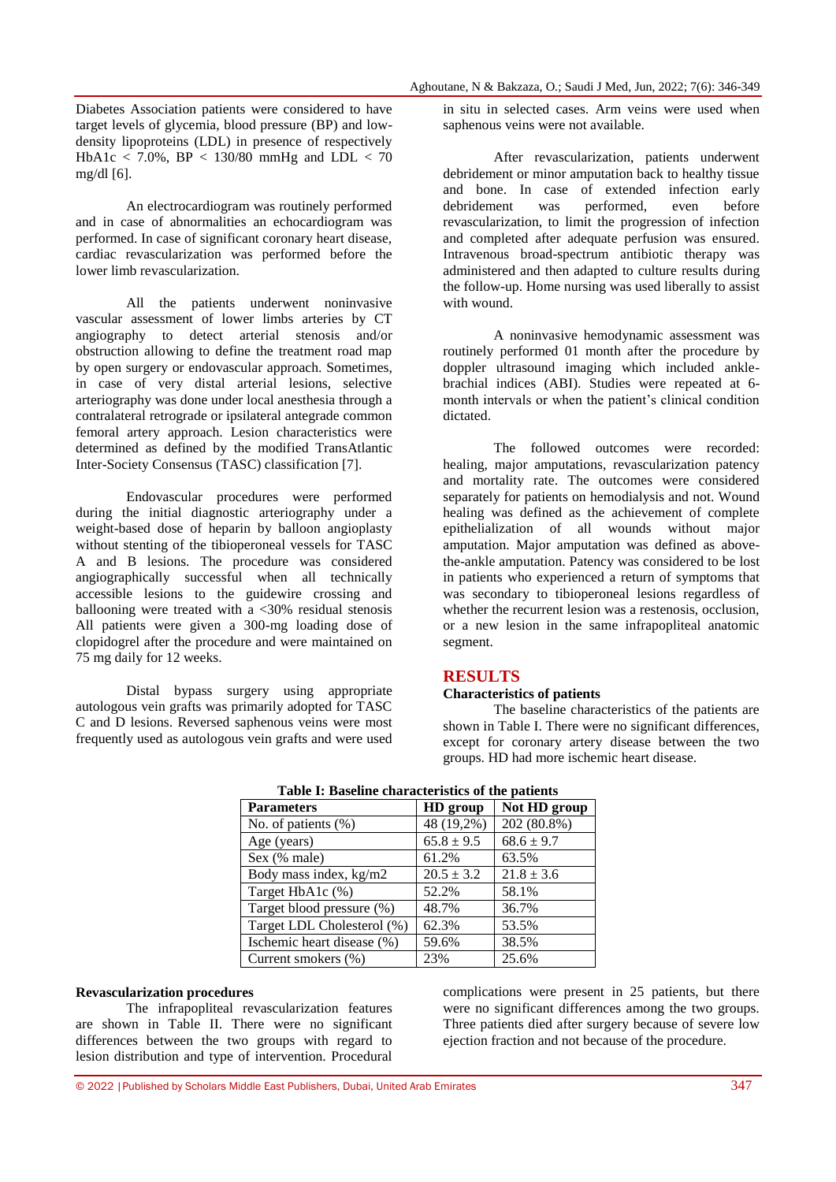Diabetes Association patients were considered to have target levels of glycemia, blood pressure (BP) and low-density lipoproteins (LDL) in presence of respectively HbA1c < 7.0%, BP < 130/80 mmHg and LDL < 70 mg/dl [6].

An electrocardiogram was routinely performed and in case of abnormalities an echocardiogram was performed. In case of significant coronary heart disease, cardiac revascularization was performed before the lower limb revascularization.

All the patients underwent noninvasive vascular assessment of lower limbs arteries by CT angiography to detect arterial stenosis and/or obstruction allowing to define the treatment road map by open surgery or endovascular approach. Sometimes, in case of very distal arterial lesions, selective arteriography was done under local anesthesia through a contralateral retrograde or ipsilateral antegrade common femoral artery approach. Lesion characteristics were determined as defined by the modified TransAtlantic Inter-Society Consensus (TASC) classification [7].

Endovascular procedures were performed during the initial diagnostic arteriography under a weight-based dose of heparin by balloon angioplasty without stenting of the tibioperoneal vessels for TASC A and B lesions. The procedure was considered angiographically successful when all technically accessible lesions to the guidewire crossing and ballooning were treated with a <30% residual stenosis All patients were given a 300-mg loading dose of clopidogrel after the procedure and were maintained on 75 mg daily for 12 weeks.

Distal bypass surgery using appropriate autologous vein grafts was primarily adopted for TASC C and D lesions. Reversed saphenous veins were most frequently used as autologous vein grafts and were used in situ in selected cases. Arm veins were used when saphenous veins were not available.

After revascularization, patients underwent debridement or minor amputation back to healthy tissue and bone. In case of extended infection early debridement was performed, even before revascularization, to limit the progression of infection and completed after adequate perfusion was ensured. Intravenous broad-spectrum antibiotic therapy was administered and then adapted to culture results during the follow-up. Home nursing was used liberally to assist with wound.

A noninvasive hemodynamic assessment was routinely performed 01 month after the procedure by doppler ultrasound imaging which included ankle-brachial indices (ABI). Studies were repeated at 6-month intervals or when the patient's clinical condition dictated.

The followed outcomes were recorded: healing, major amputations, revascularization patency and mortality rate. The outcomes were considered separately for patients on hemodialysis and not. Wound healing was defined as the achievement of complete epithelialization of all wounds without major amputation. Major amputation was defined as above-the-ankle amputation. Patency was considered to be lost in patients who experienced a return of symptoms that was secondary to tibioperoneal lesions regardless of whether the recurrent lesion was a restenosis, occlusion, or a new lesion in the same infrapopliteal anatomic segment.

## RESULTS

### Characteristics of patients

The baseline characteristics of the patients are shown in Table I. There were no significant differences, except for coronary artery disease between the two groups. HD had more ischemic heart disease.

**Table I: Baseline characteristics of the patients**

| Parameters | HD group | Not HD group |
|---|---|---|
| No. of patients (%) | 48 (19,2%) | 202 (80.8%) |
| Age (years) | 65.8 ± 9.5 | 68.6 ± 9.7 |
| Sex (% male) | 61.2% | 63.5% |
| Body mass index, kg/m2 | 20.5 ± 3.2 | 21.8 ± 3.6 |
| Target HbA1c (%) | 52.2% | 58.1% |
| Target blood pressure (%) | 48.7% | 36.7% |
| Target LDL Cholesterol (%) | 62.3% | 53.5% |
| Ischemic heart disease (%) | 59.6% | 38.5% |
| Current smokers (%) | 23% | 25.6% |

### Revascularization procedures

The infrapopliteal revascularization features are shown in Table II. There were no significant differences between the two groups with regard to lesion distribution and type of intervention. Procedural complications were present in 25 patients, but there were no significant differences among the two groups. Three patients died after surgery because of severe low ejection fraction and not because of the procedure.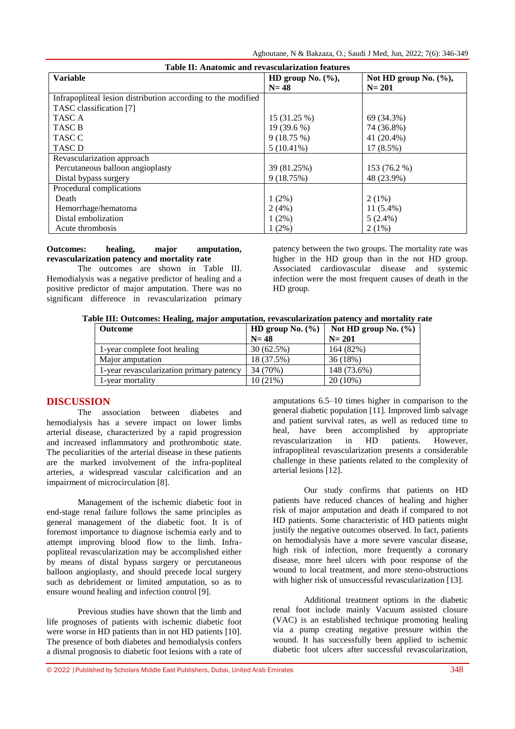**Table II: Anatomic and revascularization features**

| Variable | HD group No. (%), N= 48 | Not HD group No. (%), N= 201 |
|---|---|---|
| Infrapopliteal lesion distribution according to the modified TASC classification [7] | | |
| TASC A | 15 (31.25 %) | 69 (34.3%) |
| TASC B | 19 (39.6 %) | 74 (36.8%) |
| TASC C | 9 (18.75 %) | 41 (20.4%) |
| TASC D | 5 (10.41%) | 17 (8.5%) |
| Revascularization approach | | |
| Percutaneous balloon angioplasty | 39 (81.25%) | 153 (76.2 %) |
| Distal bypass surgery | 9 (18.75%) | 48 (23.9%) |
| Procedural complications | | |
| Death | 1 (2%) | 2 (1%) |
| Hemorrhage/hematoma | 2 (4%) | 11 (5.4%) |
| Distal embolization | 1 (2%) | 5 (2.4%) |
| Acute thrombosis | 1 (2%) | 2 (1%) |

**Outcomes: healing, major amputation, revascularization patency and mortality rate**

The outcomes are shown in Table III. Hemodialysis was a negative predictor of healing and a positive predictor of major amputation. There was no significant difference in revascularization primary patency between the two groups. The mortality rate was higher in the HD group than in the not HD group. Associated cardiovascular disease and systemic infection were the most frequent causes of death in the HD group.

**Table III: Outcomes: Healing, major amputation, revascularization patency and mortality rate**

| Outcome | HD group No. (%) N= 48 | Not HD group No. (%) N= 201 |
|---|---|---|
| 1-year complete foot healing | 30 (62.5%) | 164 (82%) |
| Major amputation | 18 (37.5%) | 36 (18%) |
| 1-year revascularization primary patency | 34 (70%) | 148 (73.6%) |
| 1-year mortality | 10 (21%) | 20 (10%) |

## DISCUSSION

The association between diabetes and hemodialysis has a severe impact on lower limbs arterial disease, characterized by a rapid progression and increased inflammatory and prothrombotic state. The peculiarities of the arterial disease in these patients are the marked involvement of the infra-popliteal arteries, a widespread vascular calcification and an impairment of microcirculation [8].

Management of the ischemic diabetic foot in end-stage renal failure follows the same principles as general management of the diabetic foot. It is of foremost importance to diagnose ischemia early and to attempt improving blood flow to the limb. Infra-popliteal revascularization may be accomplished either by means of distal bypass surgery or percutaneous balloon angioplasty, and should precede local surgery such as debridement or limited amputation, so as to ensure wound healing and infection control [9].

Previous studies have shown that the limb and life prognoses of patients with ischemic diabetic foot were worse in HD patients than in not HD patients [10]. The presence of both diabetes and hemodialysis confers a dismal prognosis to diabetic foot lesions with a rate of amputations 6.5–10 times higher in comparison to the general diabetic population [11]. Improved limb salvage and patient survival rates, as well as reduced time to heal, have been accomplished by appropriate revascularization in HD patients. However, infrapopliteal revascularization presents a considerable challenge in these patients related to the complexity of arterial lesions [12].

Our study confirms that patients on HD patients have reduced chances of healing and higher risk of major amputation and death if compared to not HD patients. Some characteristic of HD patients might justify the negative outcomes observed. In fact, patients on hemodialysis have a more severe vascular disease, high risk of infection, more frequently a coronary disease, more heel ulcers with poor response of the wound to local treatment, and more steno-obstructions with higher risk of unsuccessful revascularization [13].

Additional treatment options in the diabetic renal foot include mainly Vacuum assisted closure (VAC) is an established technique promoting healing via a pump creating negative pressure within the wound. It has successfully been applied to ischemic diabetic foot ulcers after successful revascularization,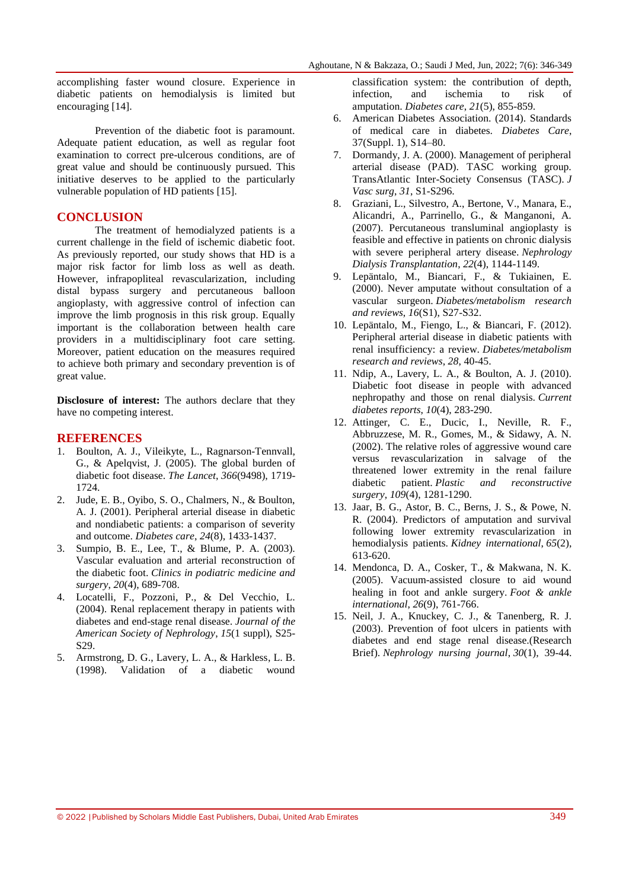accomplishing faster wound closure. Experience in diabetic patients on hemodialysis is limited but encouraging [14].

Prevention of the diabetic foot is paramount. Adequate patient education, as well as regular foot examination to correct pre-ulcerous conditions, are of great value and should be continuously pursued. This initiative deserves to be applied to the particularly vulnerable population of HD patients [15].

## CONCLUSION

The treatment of hemodialyzed patients is a current challenge in the field of ischemic diabetic foot. As previously reported, our study shows that HD is a major risk factor for limb loss as well as death. However, infrapopliteal revascularization, including distal bypass surgery and percutaneous balloon angioplasty, with aggressive control of infection can improve the limb prognosis in this risk group. Equally important is the collaboration between health care providers in a multidisciplinary foot care setting. Moreover, patient education on the measures required to achieve both primary and secondary prevention is of great value.

**Disclosure of interest:** The authors declare that they have no competing interest.

## REFERENCES

1. Boulton, A. J., Vileikyte, L., Ragnarson-Tennvall, G., & Apelqvist, J. (2005). The global burden of diabetic foot disease. *The Lancet*, *366*(9498), 1719-1724.
2. Jude, E. B., Oyibo, S. O., Chalmers, N., & Boulton, A. J. (2001). Peripheral arterial disease in diabetic and nondiabetic patients: a comparison of severity and outcome. *Diabetes care*, *24*(8), 1433-1437.
3. Sumpio, B. E., Lee, T., & Blume, P. A. (2003). Vascular evaluation and arterial reconstruction of the diabetic foot. *Clinics in podiatric medicine and surgery*, *20*(4), 689-708.
4. Locatelli, F., Pozzoni, P., & Del Vecchio, L. (2004). Renal replacement therapy in patients with diabetes and end-stage renal disease. *Journal of the American Society of Nephrology*, *15*(1 suppl), S25-S29.
5. Armstrong, D. G., Lavery, L. A., & Harkless, L. B. (1998). Validation of a diabetic wound classification system: the contribution of depth, infection, and ischemia to risk of amputation. *Diabetes care*, *21*(5), 855-859.
6. American Diabetes Association. (2014). Standards of medical care in diabetes. *Diabetes Care*, 37(Suppl. 1), S14–80.
7. Dormandy, J. A. (2000). Management of peripheral arterial disease (PAD). TASC working group. TransAtlantic Inter-Society Consensus (TASC). *J Vasc surg*, *31*, S1-S296.
8. Graziani, L., Silvestro, A., Bertone, V., Manara, E., Alicandri, A., Parrinello, G., & Manganoni, A. (2007). Percutaneous transluminal angioplasty is feasible and effective in patients on chronic dialysis with severe peripheral artery disease. *Nephrology Dialysis Transplantation*, *22*(4), 1144-1149.
9. Lepäntalo, M., Biancari, F., & Tukiainen, E. (2000). Never amputate without consultation of a vascular surgeon. *Diabetes/metabolism research and reviews*, *16*(S1), S27-S32.
10. Lepäntalo, M., Fiengo, L., & Biancari, F. (2012). Peripheral arterial disease in diabetic patients with renal insufficiency: a review. *Diabetes/metabolism research and reviews*, *28*, 40-45.
11. Ndip, A., Lavery, L. A., & Boulton, A. J. (2010). Diabetic foot disease in people with advanced nephropathy and those on renal dialysis. *Current diabetes reports*, *10*(4), 283-290.
12. Attinger, C. E., Ducic, I., Neville, R. F., Abbruzzese, M. R., Gomes, M., & Sidawy, A. N. (2002). The relative roles of aggressive wound care versus revascularization in salvage of the threatened lower extremity in the renal failure diabetic patient. *Plastic and reconstructive surgery*, *109*(4), 1281-1290.
13. Jaar, B. G., Astor, B. C., Berns, J. S., & Powe, N. R. (2004). Predictors of amputation and survival following lower extremity revascularization in hemodialysis patients. *Kidney international*, *65*(2), 613-620.
14. Mendonca, D. A., Cosker, T., & Makwana, N. K. (2005). Vacuum-assisted closure to aid wound healing in foot and ankle surgery. *Foot & ankle international*, *26*(9), 761-766.
15. Neil, J. A., Knuckey, C. J., & Tanenberg, R. J. (2003). Prevention of foot ulcers in patients with diabetes and end stage renal disease.(Research Brief). *Nephrology nursing journal*, *30*(1), 39-44.